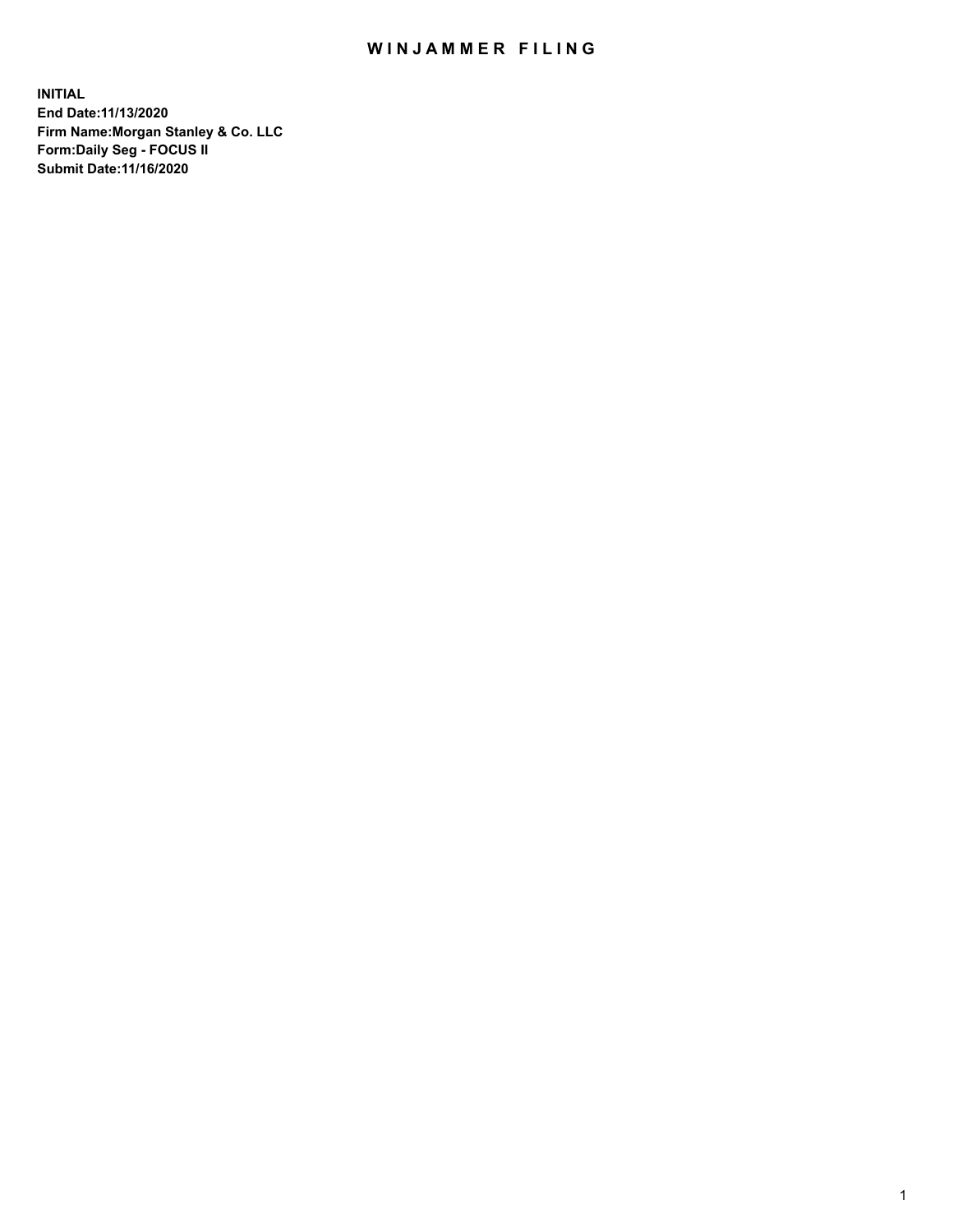# WINJAMMER FILING

**INITIAL**
**End Date:11/13/2020**
**Firm Name:Morgan Stanley & Co. LLC**
**Form:Daily Seg - FOCUS II**
**Submit Date:11/16/2020**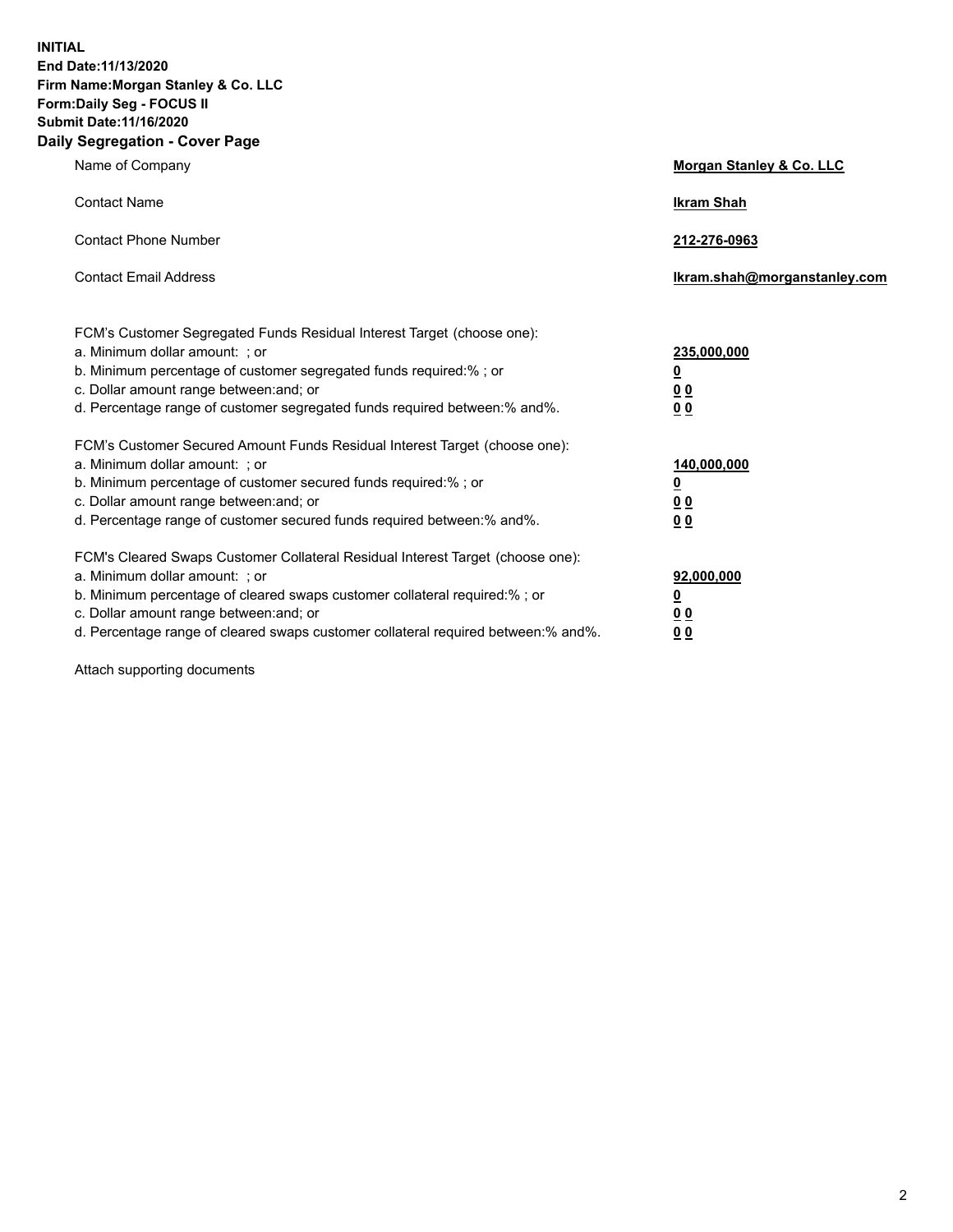**INITIAL**
**End Date:11/13/2020**
**Firm Name:Morgan Stanley & Co. LLC**
**Form:Daily Seg - FOCUS II**
**Submit Date:11/16/2020**

## Daily Segregation - Cover Page

| | |
|---|---|
| Name of Company | **Morgan Stanley & Co. LLC** |
| Contact Name | **Ikram Shah** |
| Contact Phone Number | **212-276-0963** |
| Contact Email Address | **Ikram.shah@morganstanley.com** |

| | |
|---|---|
| FCM's Customer Segregated Funds Residual Interest Target (choose one): | |
| a. Minimum dollar amount: ; or | **235,000,000** |
| b. Minimum percentage of customer segregated funds required:% ; or | **0** |
| c. Dollar amount range between:and; or | **0 0** |
| d. Percentage range of customer segregated funds required between:% and%. | **0 0** |
| FCM's Customer Secured Amount Funds Residual Interest Target (choose one): | |
| a. Minimum dollar amount: ; or | **140,000,000** |
| b. Minimum percentage of customer secured funds required:% ; or | **0** |
| c. Dollar amount range between:and; or | **0 0** |
| d. Percentage range of customer secured funds required between:% and%. | **0 0** |
| FCM's Cleared Swaps Customer Collateral Residual Interest Target (choose one): | |
| a. Minimum dollar amount: ; or | **92,000,000** |
| b. Minimum percentage of cleared swaps customer collateral required:% ; or | **0** |
| c. Dollar amount range between:and; or | **0 0** |
| d. Percentage range of cleared swaps customer collateral required between:% and%. | **0 0** |

Attach supporting documents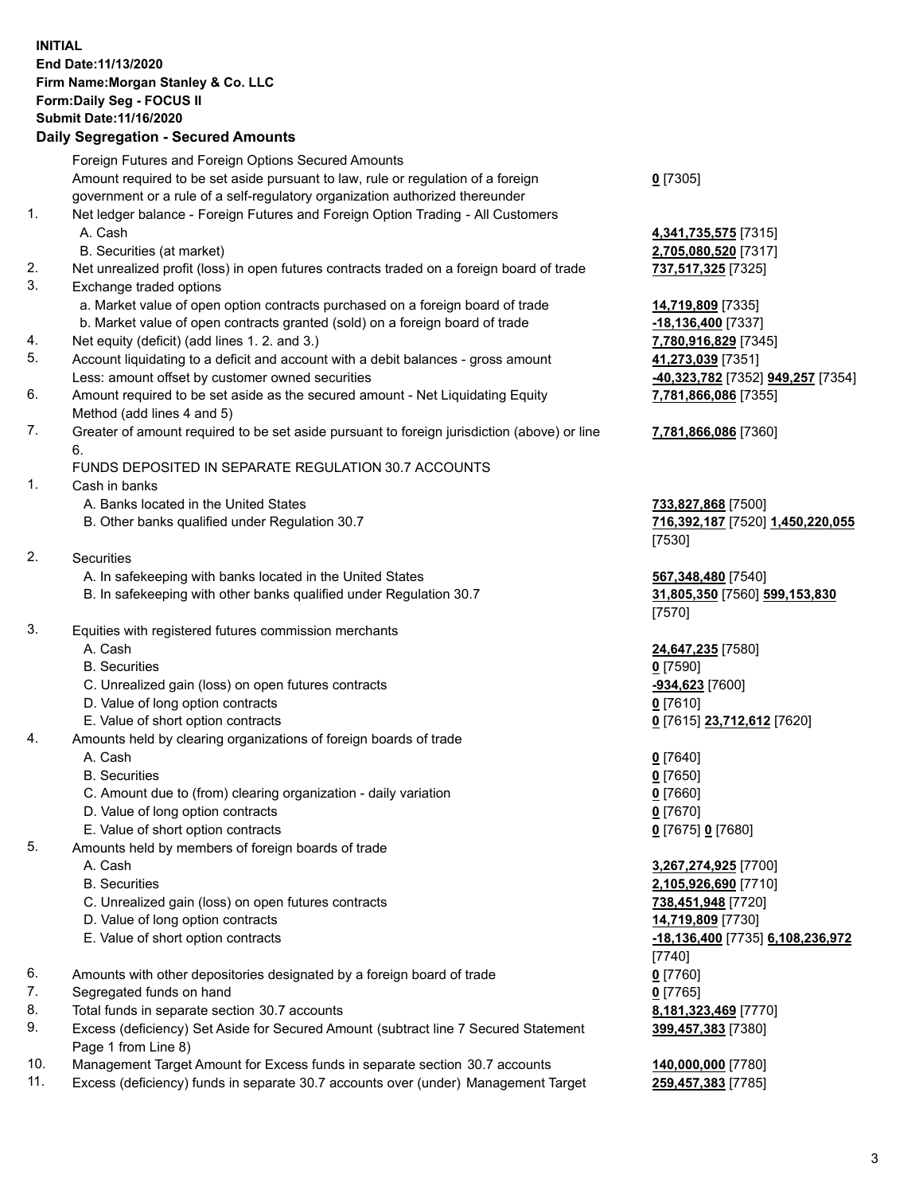**INITIAL**
**End Date:11/13/2020**
**Firm Name:Morgan Stanley & Co. LLC**
**Form:Daily Seg - FOCUS II**
**Submit Date:11/16/2020**

## Daily Segregation - Secured Amounts

| | | |
|---|---|---|
| | Foreign Futures and Foreign Options Secured Amounts | |
| | Amount required to be set aside pursuant to law, rule or regulation of a foreign government or a rule of a self-regulatory organization authorized thereunder | **0** [7305] |
| 1. | Net ledger balance - Foreign Futures and Foreign Option Trading - All Customers | |
| | A. Cash | **4,341,735,575** [7315] |
| | B. Securities (at market) | **2,705,080,520** [7317] |
| 2. | Net unrealized profit (loss) in open futures contracts traded on a foreign board of trade | **737,517,325** [7325] |
| 3. | Exchange traded options | |
| | a. Market value of open option contracts purchased on a foreign board of trade | **14,719,809** [7335] |
| | b. Market value of open contracts granted (sold) on a foreign board of trade | **-18,136,400** [7337] |
| 4. | Net equity (deficit) (add lines 1. 2. and 3.) | **7,780,916,829** [7345] |
| 5. | Account liquidating to a deficit and account with a debit balances - gross amount | **41,273,039** [7351] |
| | Less: amount offset by customer owned securities | **-40,323,782** [7352] **949,257** [7354] |
| 6. | Amount required to be set aside as the secured amount - Net Liquidating Equity Method (add lines 4 and 5) | **7,781,866,086** [7355] |
| 7. | Greater of amount required to be set aside pursuant to foreign jurisdiction (above) or line 6. | **7,781,866,086** [7360] |
| | FUNDS DEPOSITED IN SEPARATE REGULATION 30.7 ACCOUNTS | |
| 1. | Cash in banks | |
| | A. Banks located in the United States | **733,827,868** [7500] |
| | B. Other banks qualified under Regulation 30.7 | **716,392,187** [7520] **1,450,220,055** [7530] |
| 2. | Securities | |
| | A. In safekeeping with banks located in the United States | **567,348,480** [7540] |
| | B. In safekeeping with other banks qualified under Regulation 30.7 | **31,805,350** [7560] **599,153,830** [7570] |
| 3. | Equities with registered futures commission merchants | |
| | A. Cash | **24,647,235** [7580] |
| | B. Securities | **0** [7590] |
| | C. Unrealized gain (loss) on open futures contracts | **-934,623** [7600] |
| | D. Value of long option contracts | **0** [7610] |
| | E. Value of short option contracts | **0** [7615] **23,712,612** [7620] |
| 4. | Amounts held by clearing organizations of foreign boards of trade | |
| | A. Cash | **0** [7640] |
| | B. Securities | **0** [7650] |
| | C. Amount due to (from) clearing organization - daily variation | **0** [7660] |
| | D. Value of long option contracts | **0** [7670] |
| | E. Value of short option contracts | **0** [7675] **0** [7680] |
| 5. | Amounts held by members of foreign boards of trade | |
| | A. Cash | **3,267,274,925** [7700] |
| | B. Securities | **2,105,926,690** [7710] |
| | C. Unrealized gain (loss) on open futures contracts | **738,451,948** [7720] |
| | D. Value of long option contracts | **14,719,809** [7730] |
| | E. Value of short option contracts | **-18,136,400** [7735] **6,108,236,972** [7740] |
| 6. | Amounts with other depositories designated by a foreign board of trade | **0** [7760] |
| 7. | Segregated funds on hand | **0** [7765] |
| 8. | Total funds in separate section 30.7 accounts | **8,181,323,469** [7770] |
| 9. | Excess (deficiency) Set Aside for Secured Amount (subtract line 7 Secured Statement Page 1 from Line 8) | **399,457,383** [7380] |
| 10. | Management Target Amount for Excess funds in separate section 30.7 accounts | **140,000,000** [7780] |
| 11. | Excess (deficiency) funds in separate 30.7 accounts over (under) Management Target | **259,457,383** [7785] |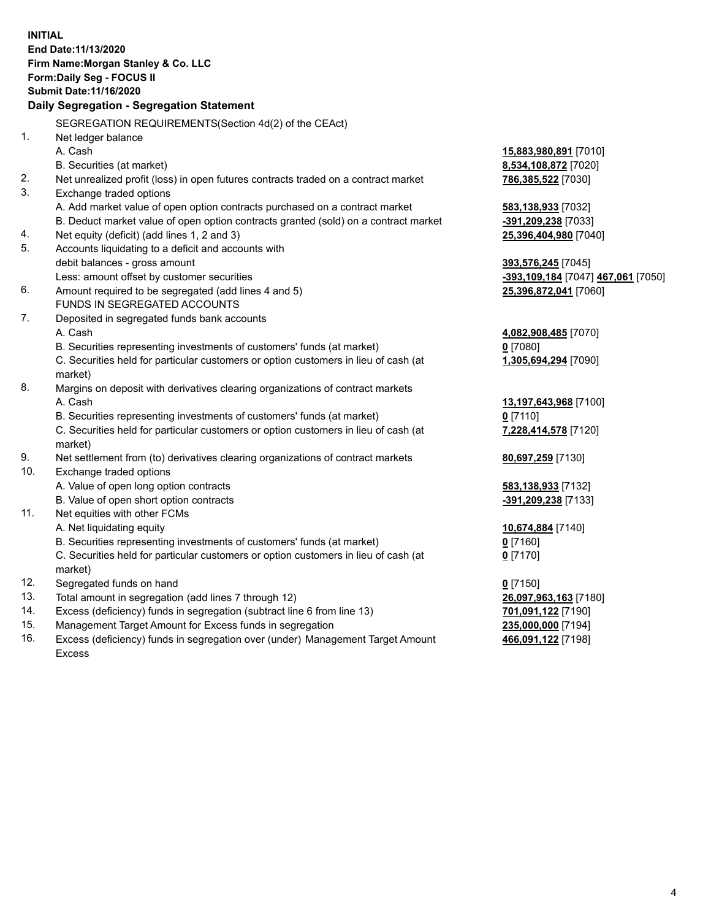**INITIAL**
**End Date:11/13/2020**
**Firm Name:Morgan Stanley & Co. LLC**
**Form:Daily Seg - FOCUS II**
**Submit Date:11/16/2020**

**Daily Segregation - Segregation Statement**

SEGREGATION REQUIREMENTS(Section 4d(2) of the CEAct)

| | | |
|---|---|---|
| 1. | Net ledger balance | |
| | A. Cash | **15,883,980,891** [7010] |
| | B. Securities (at market) | **8,534,108,872** [7020] |
| 2. | Net unrealized profit (loss) in open futures contracts traded on a contract market | **786,385,522** [7030] |
| 3. | Exchange traded options | |
| | A. Add market value of open option contracts purchased on a contract market | **583,138,933** [7032] |
| | B. Deduct market value of open option contracts granted (sold) on a contract market | **-391,209,238** [7033] |
| 4. | Net equity (deficit) (add lines 1, 2 and 3) | **25,396,404,980** [7040] |
| 5. | Accounts liquidating to a deficit and accounts with debit balances - gross amount | **393,576,245** [7045] |
| | Less: amount offset by customer securities | **-393,109,184** [7047] **467,061** [7050] |
| 6. | Amount required to be segregated (add lines 4 and 5) | **25,396,872,041** [7060] |
| | FUNDS IN SEGREGATED ACCOUNTS | |
| 7. | Deposited in segregated funds bank accounts | |
| | A. Cash | **4,082,908,485** [7070] |
| | B. Securities representing investments of customers' funds (at market) | **0** [7080] |
| | C. Securities held for particular customers or option customers in lieu of cash (at market) | **1,305,694,294** [7090] |
| 8. | Margins on deposit with derivatives clearing organizations of contract markets | |
| | A. Cash | **13,197,643,968** [7100] |
| | B. Securities representing investments of customers' funds (at market) | **0** [7110] |
| | C. Securities held for particular customers or option customers in lieu of cash (at market) | **7,228,414,578** [7120] |
| 9. | Net settlement from (to) derivatives clearing organizations of contract markets | **80,697,259** [7130] |
| 10. | Exchange traded options | |
| | A. Value of open long option contracts | **583,138,933** [7132] |
| | B. Value of open short option contracts | **-391,209,238** [7133] |
| 11. | Net equities with other FCMs | |
| | A. Net liquidating equity | **10,674,884** [7140] |
| | B. Securities representing investments of customers' funds (at market) | **0** [7160] |
| | C. Securities held for particular customers or option customers in lieu of cash (at market) | **0** [7170] |
| 12. | Segregated funds on hand | **0** [7150] |
| 13. | Total amount in segregation (add lines 7 through 12) | **26,097,963,163** [7180] |
| 14. | Excess (deficiency) funds in segregation (subtract line 6 from line 13) | **701,091,122** [7190] |
| 15. | Management Target Amount for Excess funds in segregation | **235,000,000** [7194] |
| 16. | Excess (deficiency) funds in segregation over (under) Management Target Amount Excess | **466,091,122** [7198] |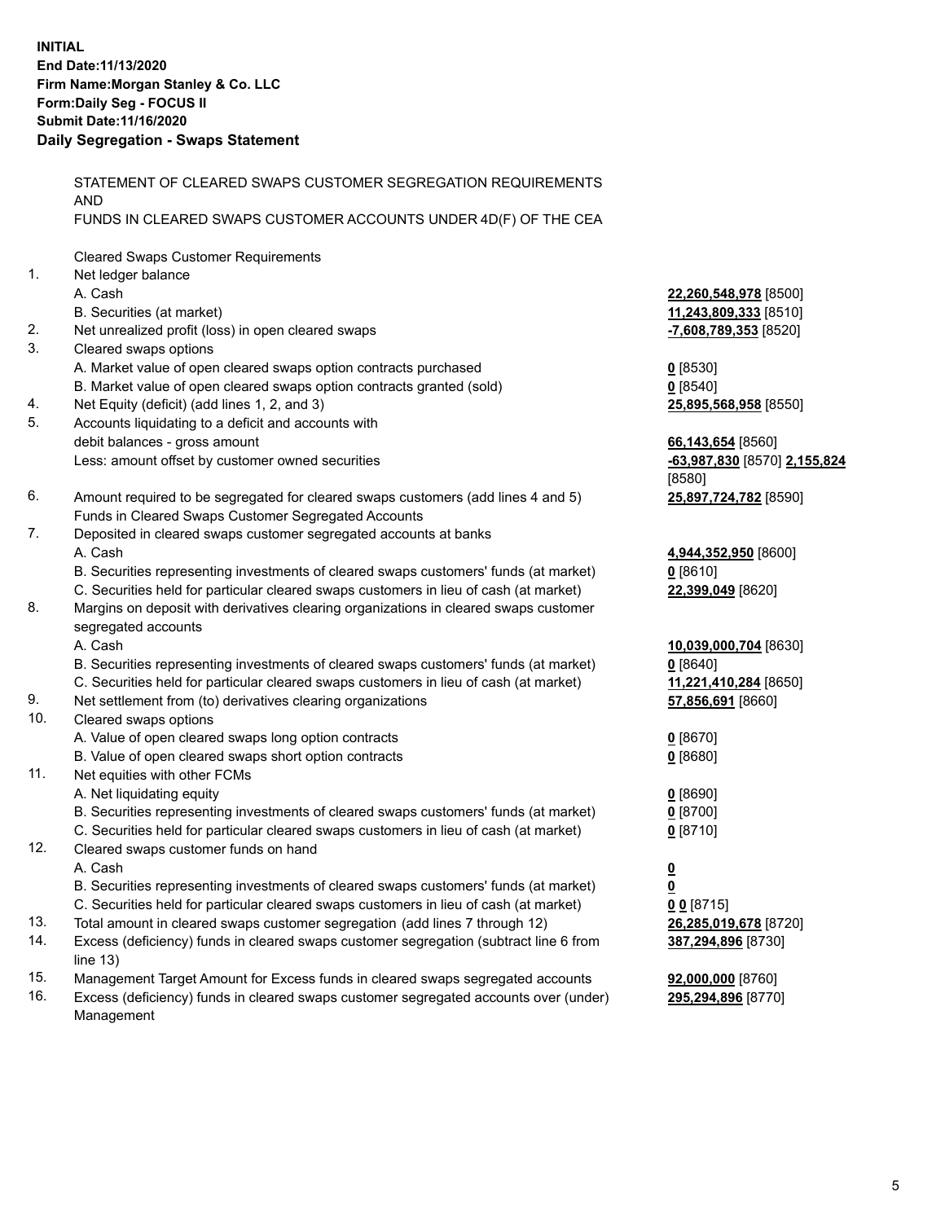**INITIAL**
**End Date:11/13/2020**
**Firm Name:Morgan Stanley & Co. LLC**
**Form:Daily Seg - FOCUS II**
**Submit Date:11/16/2020**
**Daily Segregation - Swaps Statement**

STATEMENT OF CLEARED SWAPS CUSTOMER SEGREGATION REQUIREMENTS AND FUNDS IN CLEARED SWAPS CUSTOMER ACCOUNTS UNDER 4D(F) OF THE CEA

| | | |
|---|---|---|
| | Cleared Swaps Customer Requirements | |
| 1. | Net ledger balance | |
| | A. Cash | **22,260,548,978** [8500] |
| | B. Securities (at market) | **11,243,809,333** [8510] |
| 2. | Net unrealized profit (loss) in open cleared swaps | **-7,608,789,353** [8520] |
| 3. | Cleared swaps options | |
| | A. Market value of open cleared swaps option contracts purchased | **0** [8530] |
| | B. Market value of open cleared swaps option contracts granted (sold) | **0** [8540] |
| 4. | Net Equity (deficit) (add lines 1, 2, and 3) | **25,895,568,958** [8550] |
| 5. | Accounts liquidating to a deficit and accounts with debit balances - gross amount | **66,143,654** [8560] |
| | Less: amount offset by customer owned securities | **-63,987,830** [8570] **2,155,824** [8580] |
| 6. | Amount required to be segregated for cleared swaps customers (add lines 4 and 5) | **25,897,724,782** [8590] |
| | Funds in Cleared Swaps Customer Segregated Accounts | |
| 7. | Deposited in cleared swaps customer segregated accounts at banks | |
| | A. Cash | **4,944,352,950** [8600] |
| | B. Securities representing investments of cleared swaps customers' funds (at market) | **0** [8610] |
| | C. Securities held for particular cleared swaps customers in lieu of cash (at market) | **22,399,049** [8620] |
| 8. | Margins on deposit with derivatives clearing organizations in cleared swaps customer segregated accounts | |
| | A. Cash | **10,039,000,704** [8630] |
| | B. Securities representing investments of cleared swaps customers' funds (at market) | **0** [8640] |
| | C. Securities held for particular cleared swaps customers in lieu of cash (at market) | **11,221,410,284** [8650] |
| 9. | Net settlement from (to) derivatives clearing organizations | **57,856,691** [8660] |
| 10. | Cleared swaps options | |
| | A. Value of open cleared swaps long option contracts | **0** [8670] |
| | B. Value of open cleared swaps short option contracts | **0** [8680] |
| 11. | Net equities with other FCMs | |
| | A. Net liquidating equity | **0** [8690] |
| | B. Securities representing investments of cleared swaps customers' funds (at market) | **0** [8700] |
| | C. Securities held for particular cleared swaps customers in lieu of cash (at market) | **0** [8710] |
| 12. | Cleared swaps customer funds on hand | |
| | A. Cash | **0** |
| | B. Securities representing investments of cleared swaps customers' funds (at market) | **0** |
| | C. Securities held for particular cleared swaps customers in lieu of cash (at market) | **0** **0** [8715] |
| 13. | Total amount in cleared swaps customer segregation (add lines 7 through 12) | **26,285,019,678** [8720] |
| 14. | Excess (deficiency) funds in cleared swaps customer segregation (subtract line 6 from line 13) | **387,294,896** [8730] |
| 15. | Management Target Amount for Excess funds in cleared swaps segregated accounts | **92,000,000** [8760] |
| 16. | Excess (deficiency) funds in cleared swaps customer segregated accounts over (under) Management | **295,294,896** [8770] |